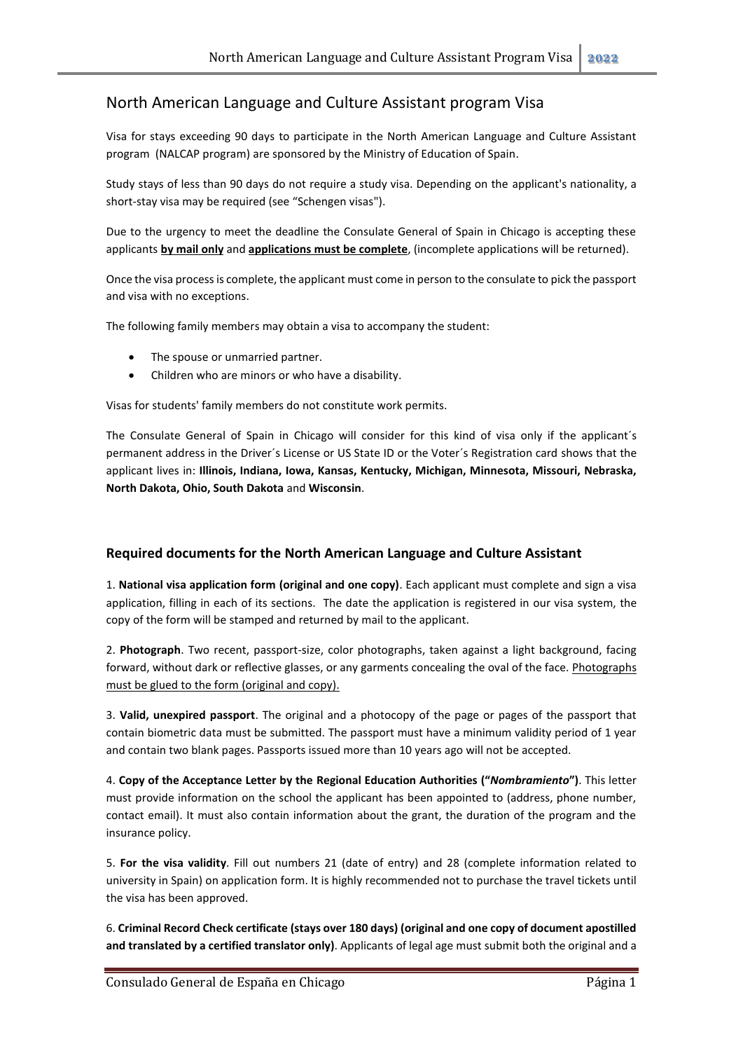# North American Language and Culture Assistant program Visa

Visa for stays exceeding 90 days to participate in the North American Language and Culture Assistant program (NALCAP program) are sponsored by the Ministry of Education of Spain.

Study stays of less than 90 days do not require a study visa. Depending on the applicant's nationality, a short-stay visa may be required (see "Schengen visas").

Due to the urgency to meet the deadline the Consulate General of Spain in Chicago is accepting these applicants **by mail only** and **applications must be complete**, (incomplete applications will be returned).

Once the visa process is complete, the applicant must come in person to the consulate to pick the passport and visa with no exceptions.

The following family members may obtain a visa to accompany the student:

- The spouse or unmarried partner.
- Children who are minors or who have a disability.

Visas for students' family members do not constitute work permits.

The Consulate General of Spain in Chicago will consider for this kind of visa only if the applicant´s permanent address in the Driver´s License or US State ID or the Voter´s Registration card shows that the applicant lives in: **Illinois, Indiana, Iowa, Kansas, Kentucky, Michigan, Minnesota, Missouri, Nebraska, North Dakota, Ohio, South Dakota** and **Wisconsin**.

## Required documents for the North American Language and Culture Assistant

1. **National visa application form (original and one copy)**. Each applicant must complete and sign a visa application, filling in each of its sections. The date the application is registered in our visa system, the copy of the form will be stamped and returned by mail to the applicant.

2. **Photograph**. Two recent, passport-size, color photographs, taken against a light background, facing forward, without dark or reflective glasses, or any garments concealing the oval of the face. Photographs must be glued to the form (original and copy).

3. **Valid, unexpired passport**. The original and a photocopy of the page or pages of the passport that contain biometric data must be submitted. The passport must have a minimum validity period of 1 year and contain two blank pages. Passports issued more than 10 years ago will not be accepted.

4. **Copy of the Acceptance Letter by the Regional Education Authorities ("*Nombramiento*")**. This letter must provide information on the school the applicant has been appointed to (address, phone number, contact email). It must also contain information about the grant, the duration of the program and the insurance policy.

5. **For the visa validity**. Fill out numbers 21 (date of entry) and 28 (complete information related to university in Spain) on application form. It is highly recommended not to purchase the travel tickets until the visa has been approved.

6. **Criminal Record Check certificate (stays over 180 days) (original and one copy of document apostilled and translated by a certified translator only)**. Applicants of legal age must submit both the original and a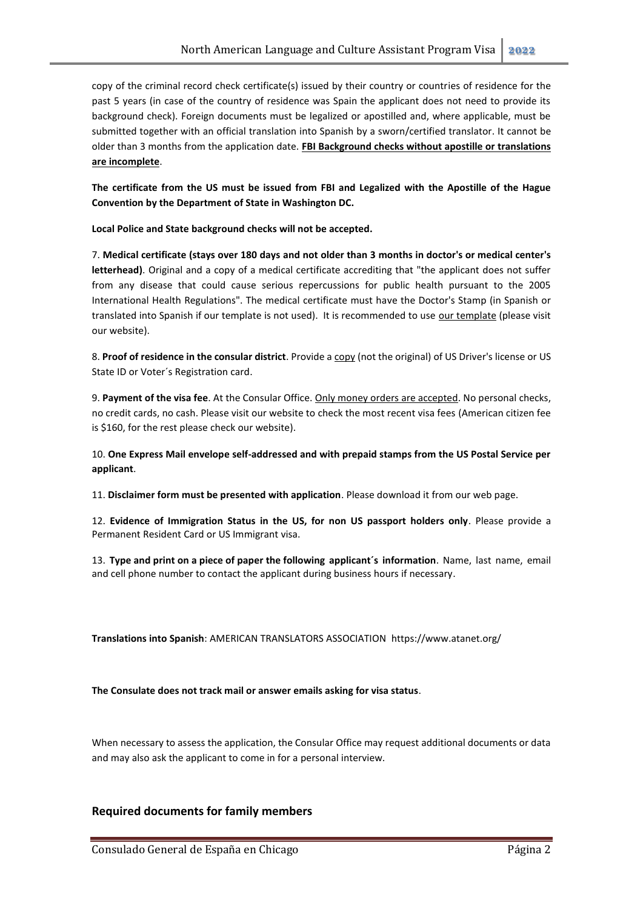copy of the criminal record check certificate(s) issued by their country or countries of residence for the past 5 years (in case of the country of residence was Spain the applicant does not need to provide its background check). Foreign documents must be legalized or apostilled and, where applicable, must be submitted together with an official translation into Spanish by a sworn/certified translator. It cannot be older than 3 months from the application date. **FBI Background checks without apostille or translations are incomplete**.

**The certificate from the US must be issued from FBI and Legalized with the Apostille of the Hague Convention by the Department of State in Washington DC.**

**Local Police and State background checks will not be accepted.**

7. **Medical certificate (stays over 180 days and not older than 3 months in doctor's or medical center's letterhead)**. Original and a copy of a medical certificate accrediting that "the applicant does not suffer from any disease that could cause serious repercussions for public health pursuant to the 2005 International Health Regulations". The medical certificate must have the Doctor's Stamp (in Spanish or translated into Spanish if our template is not used). It is recommended to use our template (please visit our website).

8. **Proof of residence in the consular district**. Provide a copy (not the original) of US Driver's license or US State ID or Voter´s Registration card.

9. **Payment of the visa fee**. At the Consular Office. Only money orders are accepted. No personal checks, no credit cards, no cash. Please visit our website to check the most recent visa fees (American citizen fee is $160, for the rest please check our website).

10. **One Express Mail envelope self-addressed and with prepaid stamps from the US Postal Service per applicant**.

11. **Disclaimer form must be presented with application**. Please download it from our web page.

12. **Evidence of Immigration Status in the US, for non US passport holders only**. Please provide a Permanent Resident Card or US Immigrant visa.

13. **Type and print on a piece of paper the following applicant´s information**. Name, last name, email and cell phone number to contact the applicant during business hours if necessary.

**Translations into Spanish**: AMERICAN TRANSLATORS ASSOCIATION https://www.atanet.org/

**The Consulate does not track mail or answer emails asking for visa status**.

When necessary to assess the application, the Consular Office may request additional documents or data and may also ask the applicant to come in for a personal interview.

## Required documents for family members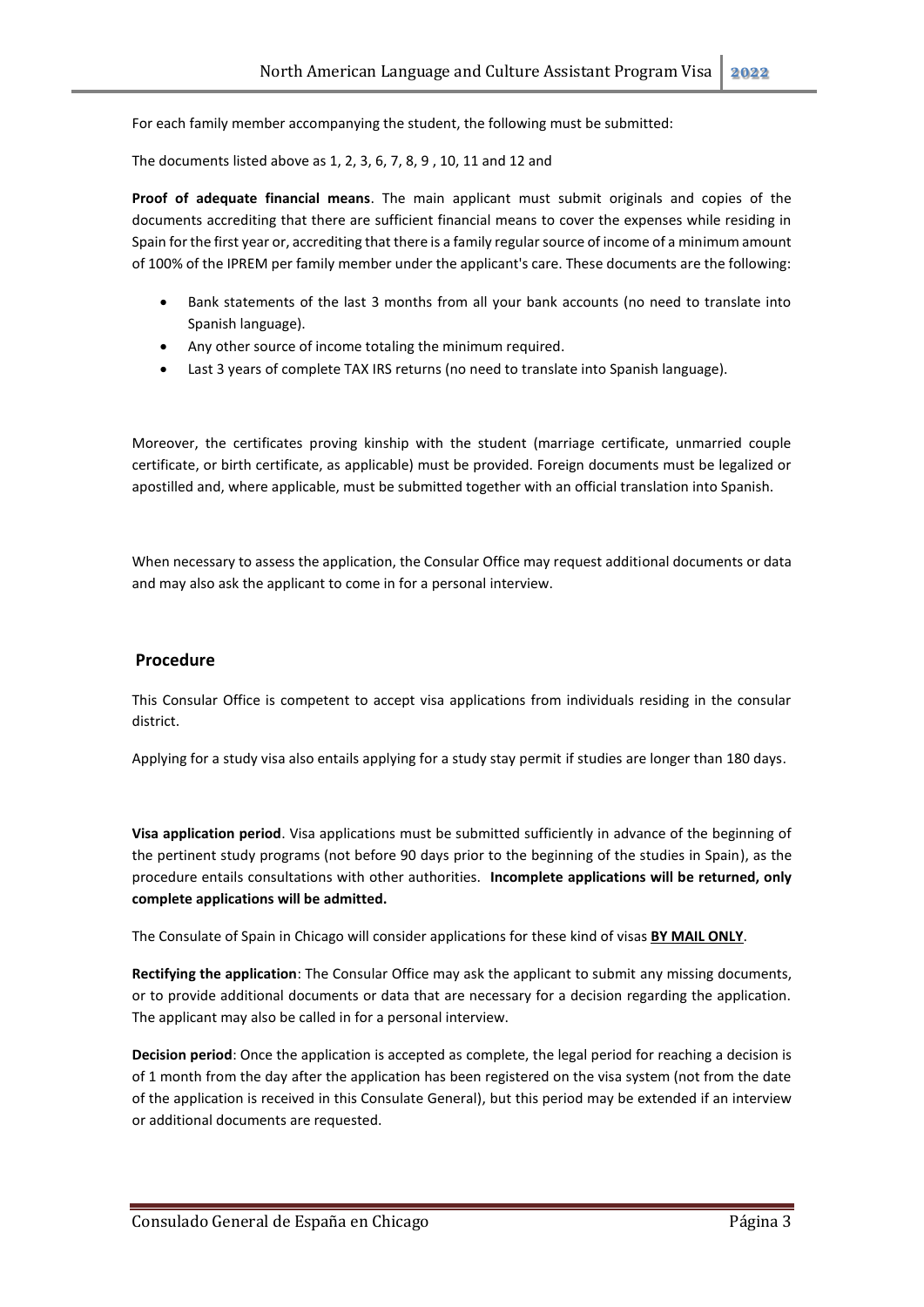For each family member accompanying the student, the following must be submitted:

The documents listed above as 1, 2, 3, 6, 7, 8, 9 , 10, 11 and 12 and

**Proof of adequate financial means**. The main applicant must submit originals and copies of the documents accrediting that there are sufficient financial means to cover the expenses while residing in Spain for the first year or, accrediting that there is a family regular source of income of a minimum amount of 100% of the IPREM per family member under the applicant's care. These documents are the following:

- Bank statements of the last 3 months from all your bank accounts (no need to translate into Spanish language).
- Any other source of income totaling the minimum required.
- Last 3 years of complete TAX IRS returns (no need to translate into Spanish language).

Moreover, the certificates proving kinship with the student (marriage certificate, unmarried couple certificate, or birth certificate, as applicable) must be provided. Foreign documents must be legalized or apostilled and, where applicable, must be submitted together with an official translation into Spanish.

When necessary to assess the application, the Consular Office may request additional documents or data and may also ask the applicant to come in for a personal interview.

## Procedure

This Consular Office is competent to accept visa applications from individuals residing in the consular district.

Applying for a study visa also entails applying for a study stay permit if studies are longer than 180 days.

**Visa application period**. Visa applications must be submitted sufficiently in advance of the beginning of the pertinent study programs (not before 90 days prior to the beginning of the studies in Spain), as the procedure entails consultations with other authorities. **Incomplete applications will be returned, only complete applications will be admitted.**

The Consulate of Spain in Chicago will consider applications for these kind of visas **BY MAIL ONLY**.

**Rectifying the application**: The Consular Office may ask the applicant to submit any missing documents, or to provide additional documents or data that are necessary for a decision regarding the application. The applicant may also be called in for a personal interview.

**Decision period**: Once the application is accepted as complete, the legal period for reaching a decision is of 1 month from the day after the application has been registered on the visa system (not from the date of the application is received in this Consulate General), but this period may be extended if an interview or additional documents are requested.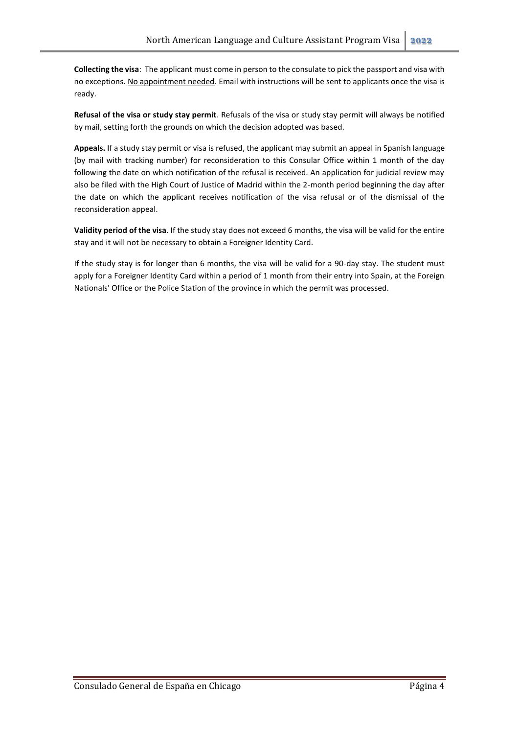**Collecting the visa**: The applicant must come in person to the consulate to pick the passport and visa with no exceptions. No appointment needed. Email with instructions will be sent to applicants once the visa is ready.

**Refusal of the visa or study stay permit**. Refusals of the visa or study stay permit will always be notified by mail, setting forth the grounds on which the decision adopted was based.

**Appeals.** If a study stay permit or visa is refused, the applicant may submit an appeal in Spanish language (by mail with tracking number) for reconsideration to this Consular Office within 1 month of the day following the date on which notification of the refusal is received. An application for judicial review may also be filed with the High Court of Justice of Madrid within the 2-month period beginning the day after the date on which the applicant receives notification of the visa refusal or of the dismissal of the reconsideration appeal.

**Validity period of the visa**. If the study stay does not exceed 6 months, the visa will be valid for the entire stay and it will not be necessary to obtain a Foreigner Identity Card.

If the study stay is for longer than 6 months, the visa will be valid for a 90-day stay. The student must apply for a Foreigner Identity Card within a period of 1 month from their entry into Spain, at the Foreign Nationals' Office or the Police Station of the province in which the permit was processed.